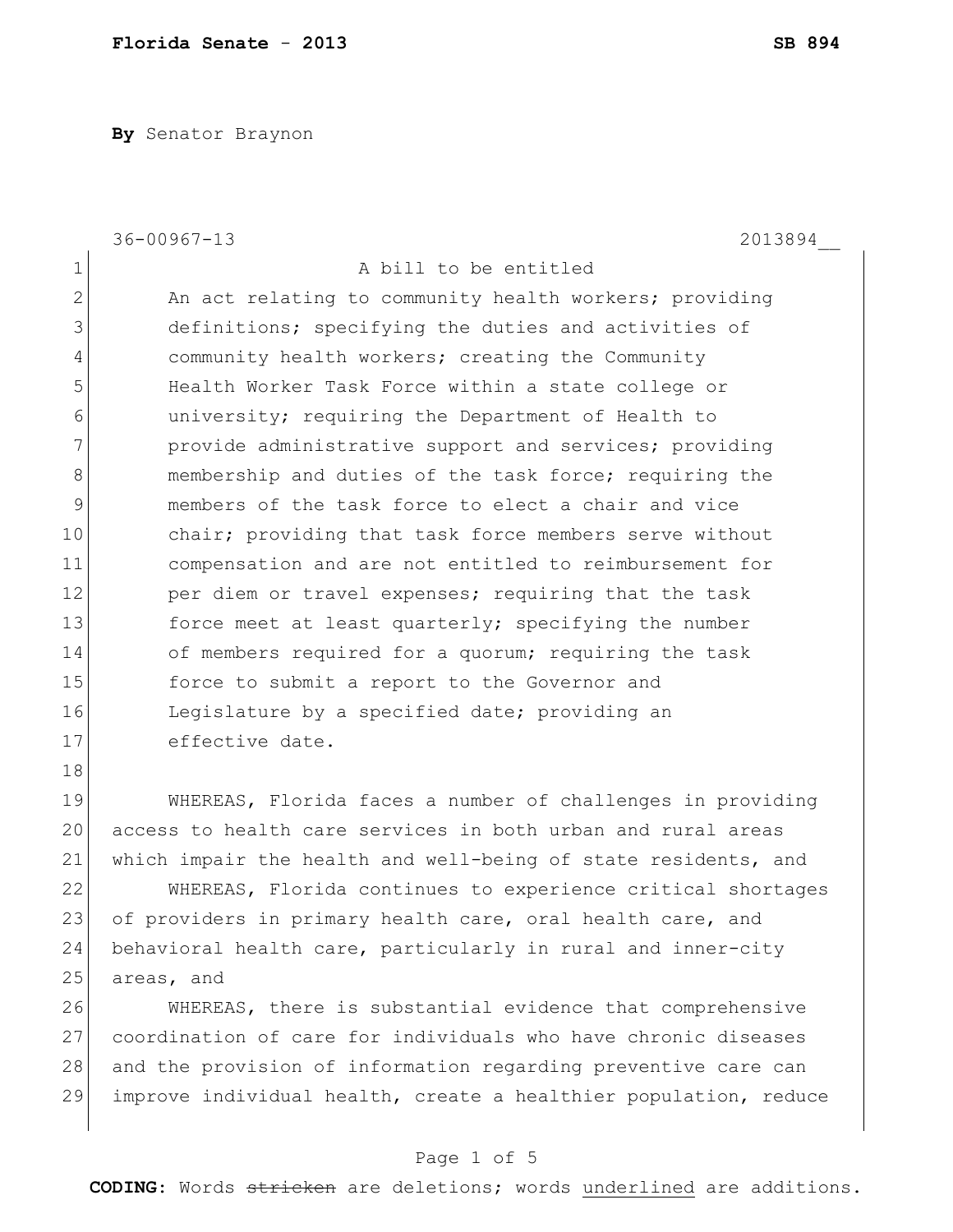**By** Senator Braynon

36-00967-13 2013894__

A bill to be entitled

An act relating to community health workers; providing definitions; specifying the duties and activities of community health workers; creating the Community Health Worker Task Force within a state college or university; requiring the Department of Health to provide administrative support and services; providing membership and duties of the task force; requiring the members of the task force to elect a chair and vice chair; providing that task force members serve without compensation and are not entitled to reimbursement for per diem or travel expenses; requiring that the task force meet at least quarterly; specifying the number of members required for a quorum; requiring the task force to submit a report to the Governor and Legislature by a specified date; providing an effective date.

WHEREAS, Florida faces a number of challenges in providing access to health care services in both urban and rural areas which impair the health and well-being of state residents, and

WHEREAS, Florida continues to experience critical shortages of providers in primary health care, oral health care, and behavioral health care, particularly in rural and inner-city areas, and

WHEREAS, there is substantial evidence that comprehensive coordination of care for individuals who have chronic diseases and the provision of information regarding preventive care can improve individual health, create a healthier population, reduce

**CODING:** Words ~~stricken~~ are deletions; words <u>underlined</u> are additions.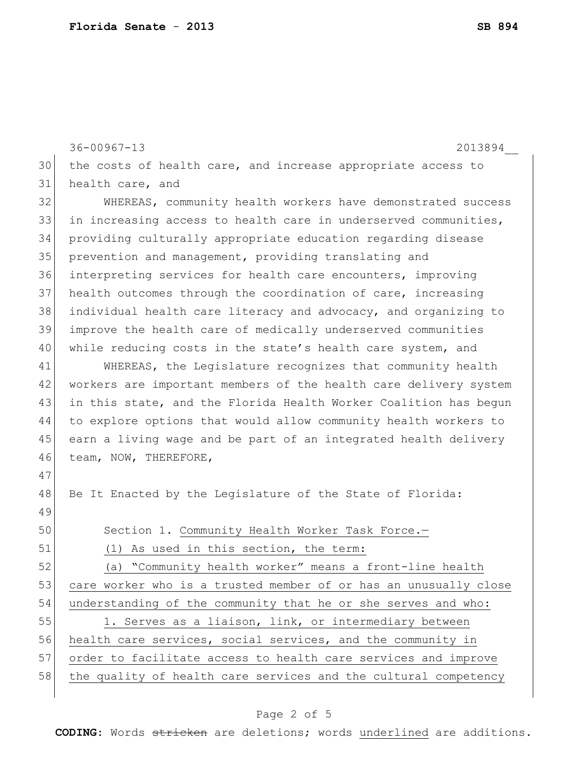the costs of health care, and increase appropriate access to health care, and

WHEREAS, community health workers have demonstrated success in increasing access to health care in underserved communities, providing culturally appropriate education regarding disease prevention and management, providing translating and interpreting services for health care encounters, improving health outcomes through the coordination of care, increasing individual health care literacy and advocacy, and organizing to improve the health care of medically underserved communities while reducing costs in the state's health care system, and

WHEREAS, the Legislature recognizes that community health workers are important members of the health care delivery system in this state, and the Florida Health Worker Coalition has begun to explore options that would allow community health workers to earn a living wage and be part of an integrated health delivery team, NOW, THEREFORE,

Be It Enacted by the Legislature of the State of Florida:

Section 1. <u>Community Health Worker Task Force.—</u>

<u>(1) As used in this section, the term:</u>

<u>(a) "Community health worker" means a front-line health care worker who is a trusted member of or has an unusually close understanding of the community that he or she serves and who:</u>

<u>1. Serves as a liaison, link, or intermediary between health care services, social services, and the community in order to facilitate access to health care services and improve the quality of health care services and the cultural competency</u>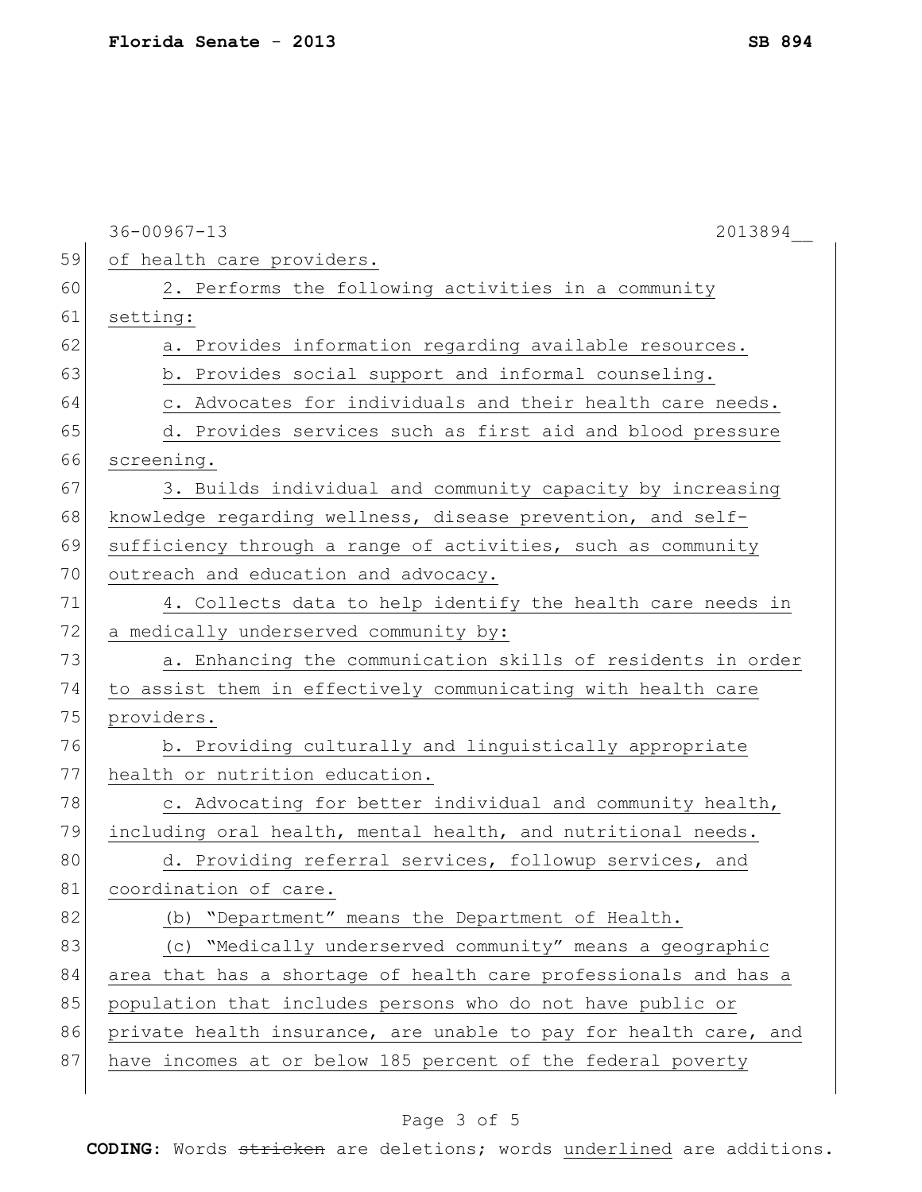36-00967-13 2013894__

of health care providers.

2. Performs the following activities in a community setting:

a. Provides information regarding available resources.

b. Provides social support and informal counseling.

c. Advocates for individuals and their health care needs.

d. Provides services such as first aid and blood pressure screening.

3. Builds individual and community capacity by increasing knowledge regarding wellness, disease prevention, and self-sufficiency through a range of activities, such as community outreach and education and advocacy.

4. Collects data to help identify the health care needs in a medically underserved community by:

a. Enhancing the communication skills of residents in order to assist them in effectively communicating with health care providers.

b. Providing culturally and linguistically appropriate health or nutrition education.

c. Advocating for better individual and community health, including oral health, mental health, and nutritional needs.

d. Providing referral services, followup services, and coordination of care.

(b) "Department" means the Department of Health.

(c) "Medically underserved community" means a geographic area that has a shortage of health care professionals and has a population that includes persons who do not have public or private health insurance, are unable to pay for health care, and have incomes at or below 185 percent of the federal poverty

**CODING:** Words ~~stricken~~ are deletions; words underlined are additions.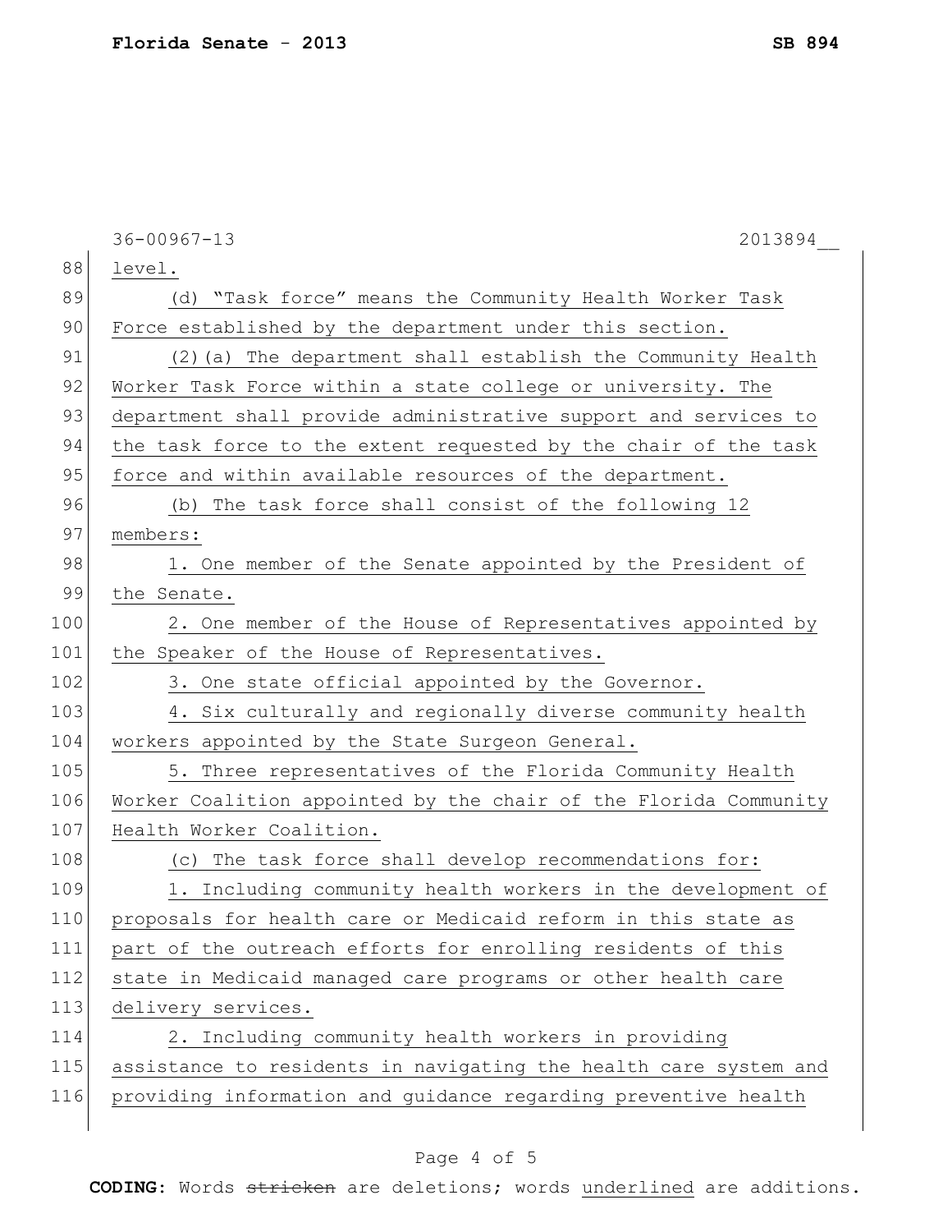level.

(d) "Task force" means the Community Health Worker Task Force established by the department under this section.

(2)(a) The department shall establish the Community Health Worker Task Force within a state college or university. The department shall provide administrative support and services to the task force to the extent requested by the chair of the task force and within available resources of the department.

(b) The task force shall consist of the following 12 members:

1. One member of the Senate appointed by the President of the Senate.

2. One member of the House of Representatives appointed by the Speaker of the House of Representatives.

3. One state official appointed by the Governor.

4. Six culturally and regionally diverse community health workers appointed by the State Surgeon General.

5. Three representatives of the Florida Community Health Worker Coalition appointed by the chair of the Florida Community Health Worker Coalition.

(c) The task force shall develop recommendations for:

1. Including community health workers in the development of proposals for health care or Medicaid reform in this state as part of the outreach efforts for enrolling residents of this state in Medicaid managed care programs or other health care delivery services.

2. Including community health workers in providing assistance to residents in navigating the health care system and providing information and guidance regarding preventive health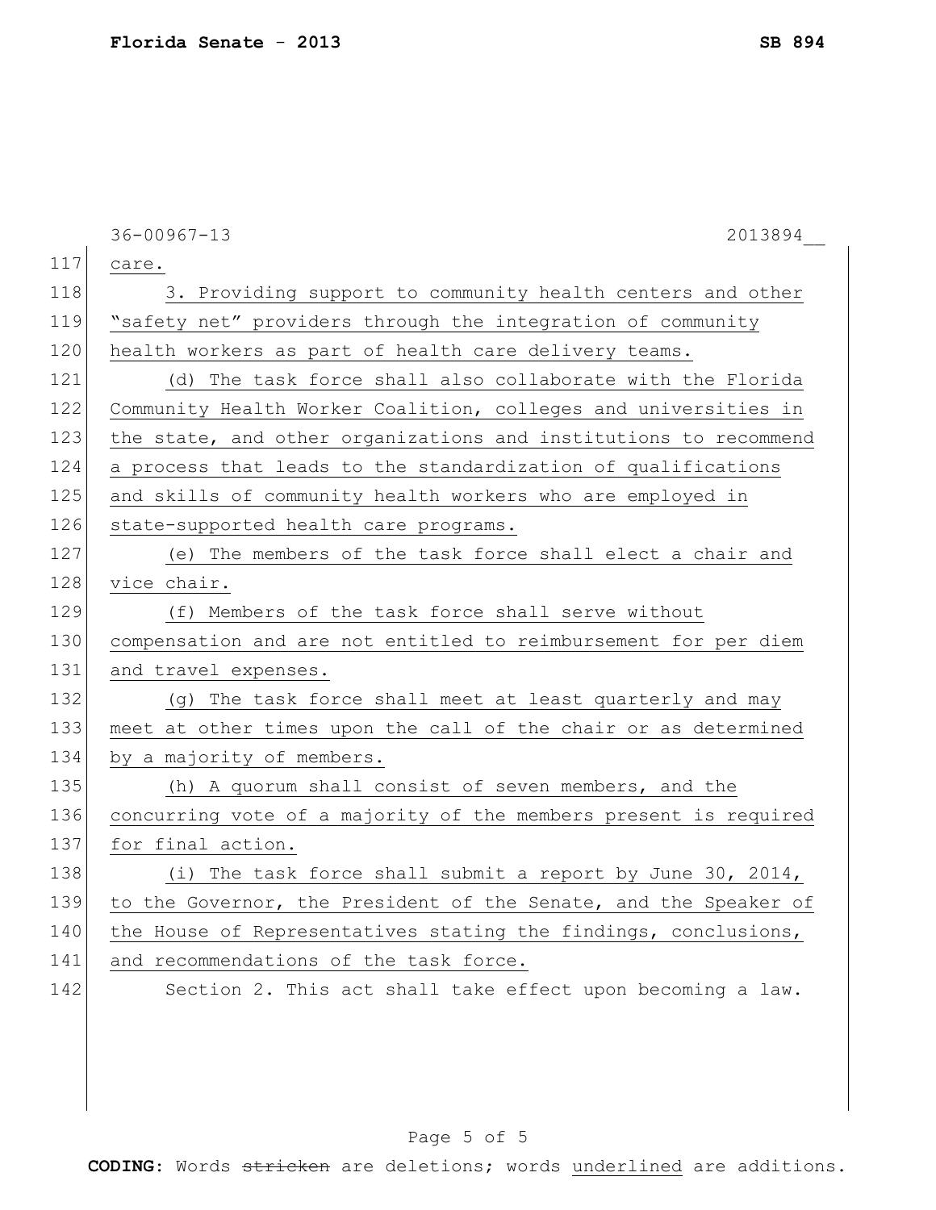care.

3. Providing support to community health centers and other "safety net" providers through the integration of community health workers as part of health care delivery teams.

(d) The task force shall also collaborate with the Florida Community Health Worker Coalition, colleges and universities in the state, and other organizations and institutions to recommend a process that leads to the standardization of qualifications and skills of community health workers who are employed in state-supported health care programs.

(e) The members of the task force shall elect a chair and vice chair.

(f) Members of the task force shall serve without compensation and are not entitled to reimbursement for per diem and travel expenses.

(g) The task force shall meet at least quarterly and may meet at other times upon the call of the chair or as determined by a majority of members.

(h) A quorum shall consist of seven members, and the concurring vote of a majority of the members present is required for final action.

(i) The task force shall submit a report by June 30, 2014, to the Governor, the President of the Senate, and the Speaker of the House of Representatives stating the findings, conclusions, and recommendations of the task force.

Section 2. This act shall take effect upon becoming a law.